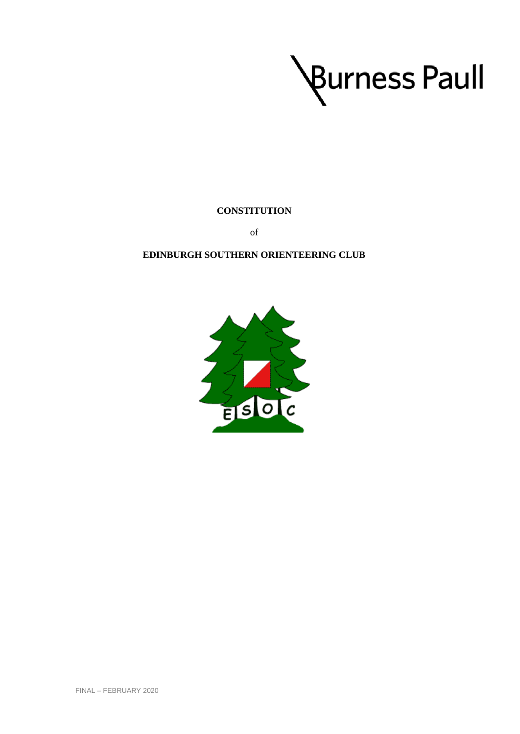Burness Paull

**CONSTITUTION**

of

**EDINBURGH SOUTHERN ORIENTEERING CLUB**

FINAL – FEBRUARY 2020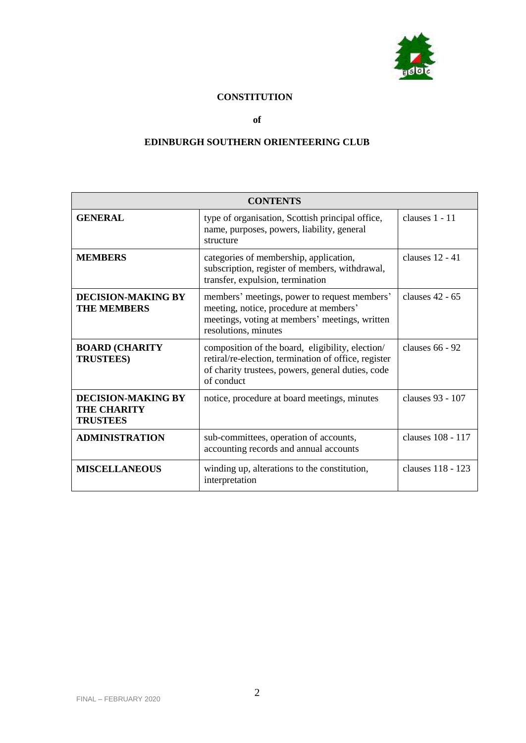**CONSTITUTION**

**of**

**EDINBURGH SOUTHERN ORIENTEERING CLUB**

| CONTENTS | | |
|---|---|---|
| **GENERAL** | type of organisation, Scottish principal office, name, purposes, powers, liability, general structure | clauses 1 - 11 |
| **MEMBERS** | categories of membership, application, subscription, register of members, withdrawal, transfer, expulsion, termination | clauses 12 - 41 |
| **DECISION-MAKING BY THE MEMBERS** | members' meetings, power to request members' meeting, notice, procedure at members' meetings, voting at members' meetings, written resolutions, minutes | clauses 42 - 65 |
| **BOARD (CHARITY TRUSTEES)** | composition of the board, eligibility, election/ retiral/re-election, termination of office, register of charity trustees, powers, general duties, code of conduct | clauses 66 - 92 |
| **DECISION-MAKING BY THE CHARITY TRUSTEES** | notice, procedure at board meetings, minutes | clauses 93 - 107 |
| **ADMINISTRATION** | sub-committees, operation of accounts, accounting records and annual accounts | clauses 108 - 117 |
| **MISCELLANEOUS** | winding up, alterations to the constitution, interpretation | clauses 118 - 123 |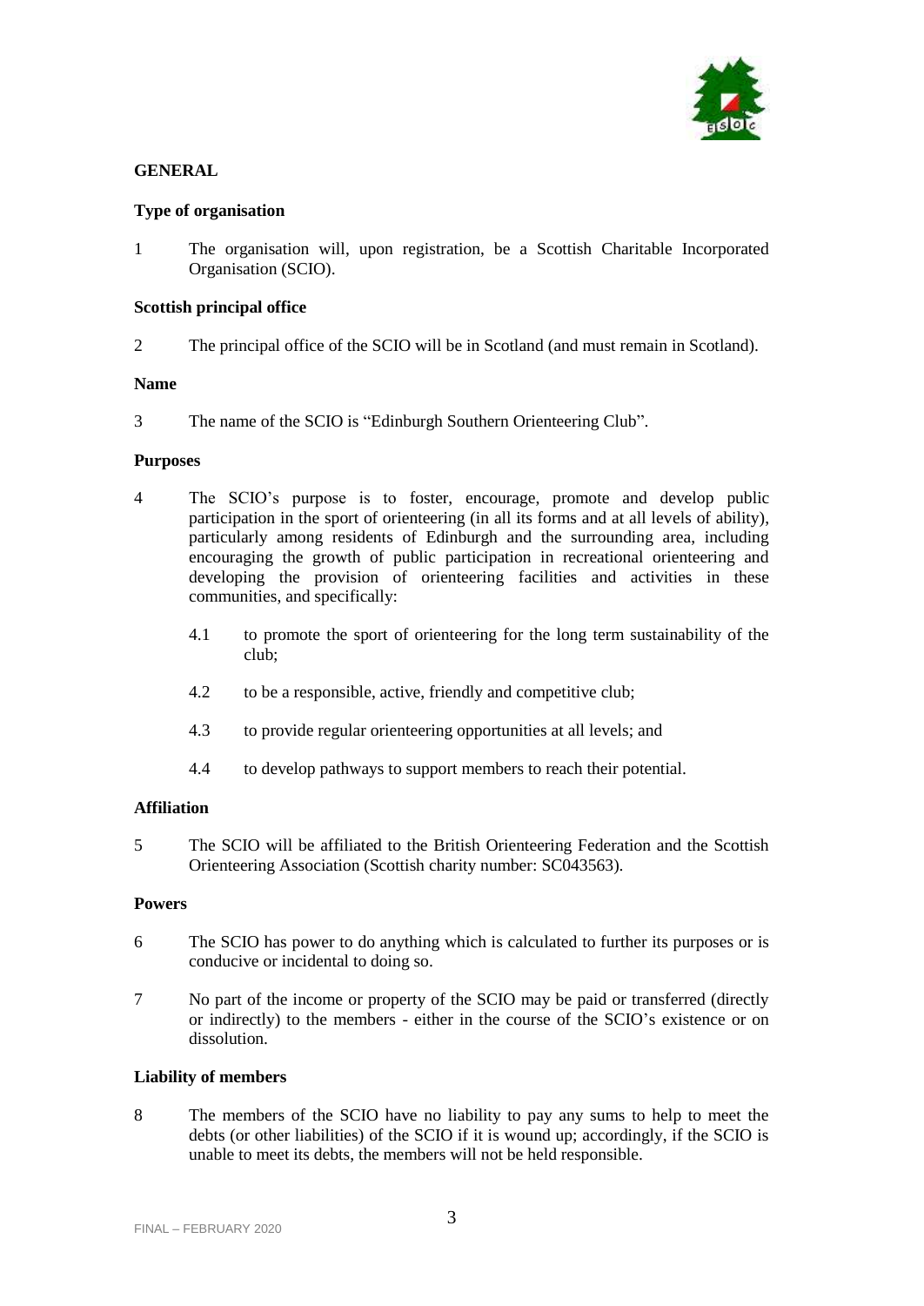## GENERAL

### Type of organisation

1 The organisation will, upon registration, be a Scottish Charitable Incorporated Organisation (SCIO).

### Scottish principal office

2 The principal office of the SCIO will be in Scotland (and must remain in Scotland).

### Name

3 The name of the SCIO is "Edinburgh Southern Orienteering Club".

### Purposes

4 The SCIO's purpose is to foster, encourage, promote and develop public participation in the sport of orienteering (in all its forms and at all levels of ability), particularly among residents of Edinburgh and the surrounding area, including encouraging the growth of public participation in recreational orienteering and developing the provision of orienteering facilities and activities in these communities, and specifically:

- 4.1 to promote the sport of orienteering for the long term sustainability of the club;
- 4.2 to be a responsible, active, friendly and competitive club;
- 4.3 to provide regular orienteering opportunities at all levels; and
- 4.4 to develop pathways to support members to reach their potential.

### Affiliation

5 The SCIO will be affiliated to the British Orienteering Federation and the Scottish Orienteering Association (Scottish charity number: SC043563).

### Powers

6 The SCIO has power to do anything which is calculated to further its purposes or is conducive or incidental to doing so.

7 No part of the income or property of the SCIO may be paid or transferred (directly or indirectly) to the members - either in the course of the SCIO's existence or on dissolution.

### Liability of members

8 The members of the SCIO have no liability to pay any sums to help to meet the debts (or other liabilities) of the SCIO if it is wound up; accordingly, if the SCIO is unable to meet its debts, the members will not be held responsible.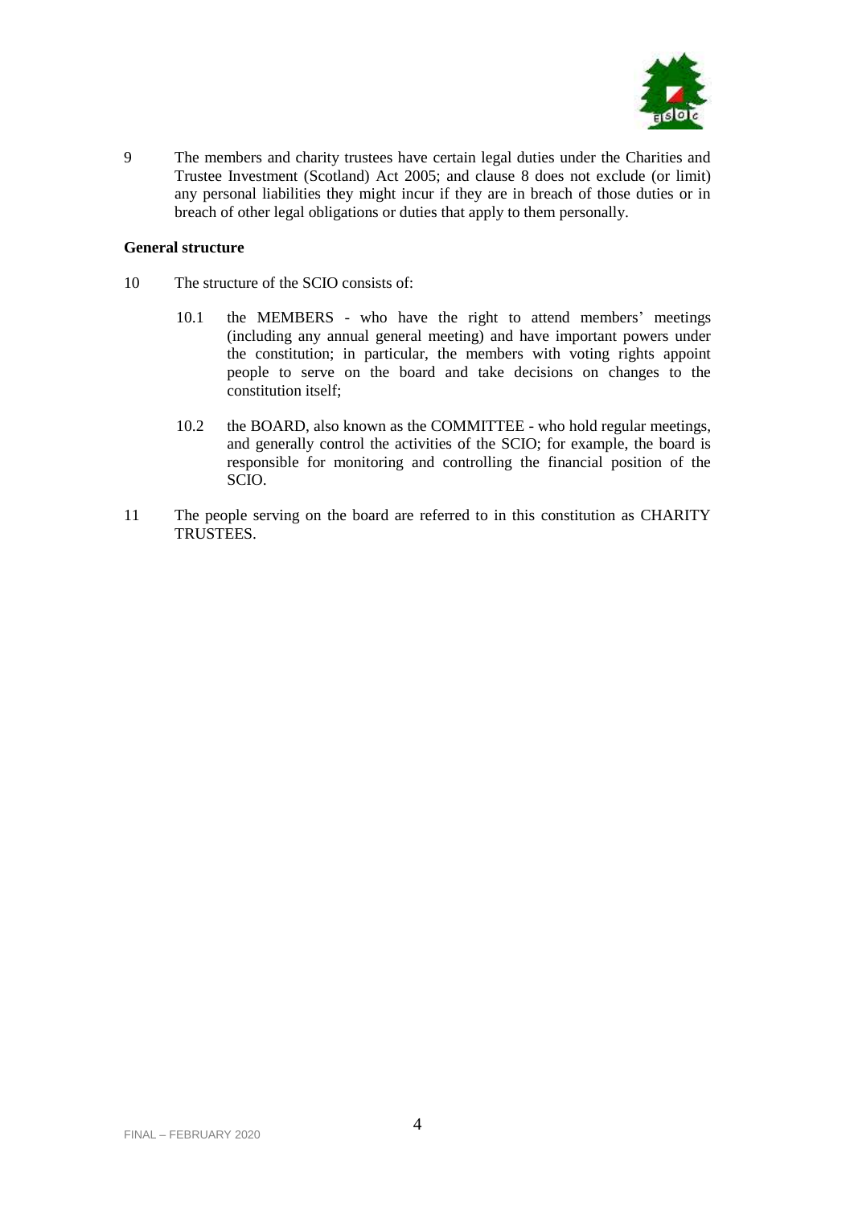9 The members and charity trustees have certain legal duties under the Charities and Trustee Investment (Scotland) Act 2005; and clause 8 does not exclude (or limit) any personal liabilities they might incur if they are in breach of those duties or in breach of other legal obligations or duties that apply to them personally.

**General structure**

10 The structure of the SCIO consists of:

10.1 the MEMBERS - who have the right to attend members' meetings (including any annual general meeting) and have important powers under the constitution; in particular, the members with voting rights appoint people to serve on the board and take decisions on changes to the constitution itself;

10.2 the BOARD, also known as the COMMITTEE - who hold regular meetings, and generally control the activities of the SCIO; for example, the board is responsible for monitoring and controlling the financial position of the SCIO.

11 The people serving on the board are referred to in this constitution as CHARITY TRUSTEES.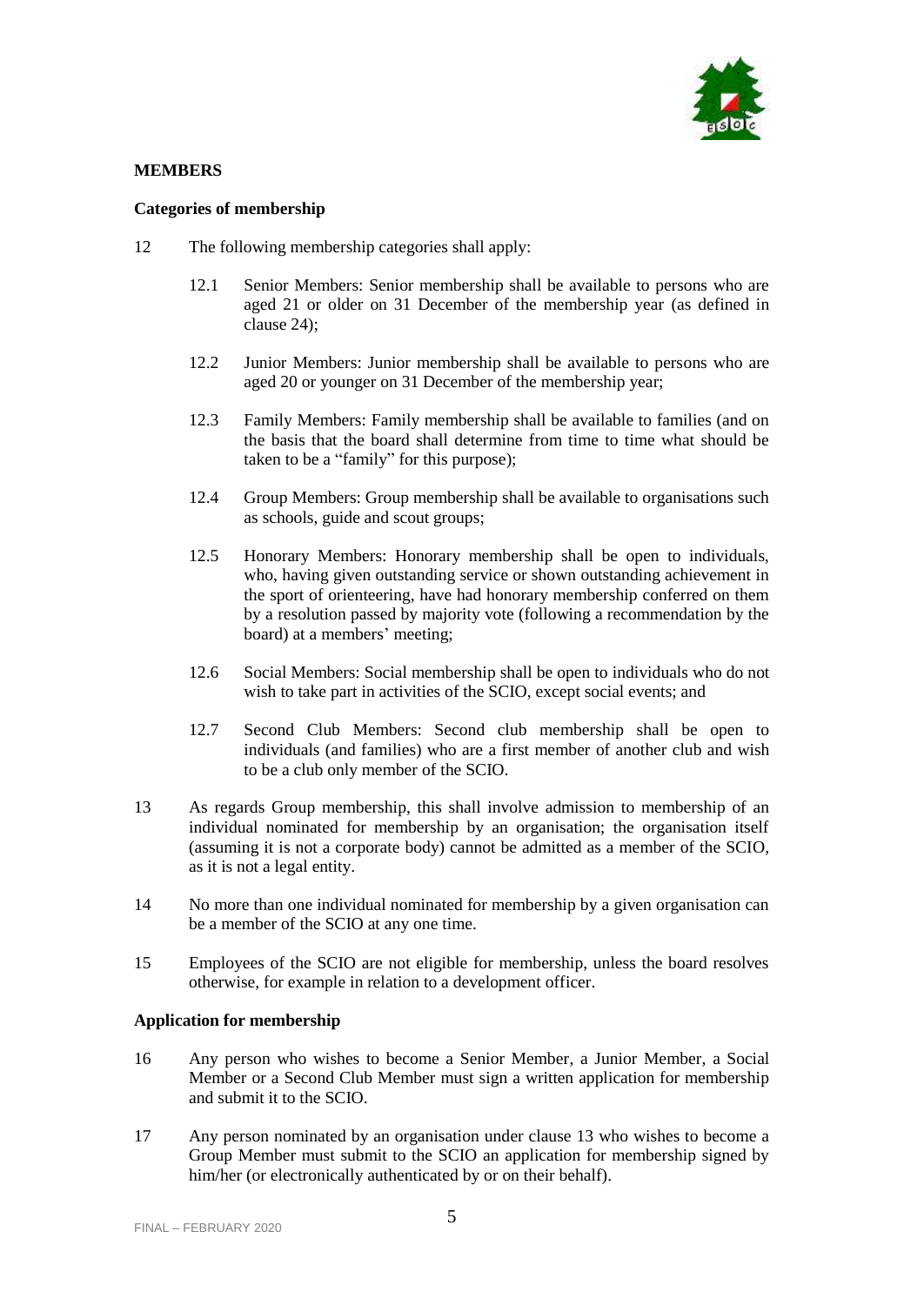**MEMBERS**

**Categories of membership**

12 The following membership categories shall apply:

12.1 Senior Members: Senior membership shall be available to persons who are aged 21 or older on 31 December of the membership year (as defined in clause 24);

12.2 Junior Members: Junior membership shall be available to persons who are aged 20 or younger on 31 December of the membership year;

12.3 Family Members: Family membership shall be available to families (and on the basis that the board shall determine from time to time what should be taken to be a "family" for this purpose);

12.4 Group Members: Group membership shall be available to organisations such as schools, guide and scout groups;

12.5 Honorary Members: Honorary membership shall be open to individuals, who, having given outstanding service or shown outstanding achievement in the sport of orienteering, have had honorary membership conferred on them by a resolution passed by majority vote (following a recommendation by the board) at a members' meeting;

12.6 Social Members: Social membership shall be open to individuals who do not wish to take part in activities of the SCIO, except social events; and

12.7 Second Club Members: Second club membership shall be open to individuals (and families) who are a first member of another club and wish to be a club only member of the SCIO.

13 As regards Group membership, this shall involve admission to membership of an individual nominated for membership by an organisation; the organisation itself (assuming it is not a corporate body) cannot be admitted as a member of the SCIO, as it is not a legal entity.

14 No more than one individual nominated for membership by a given organisation can be a member of the SCIO at any one time.

15 Employees of the SCIO are not eligible for membership, unless the board resolves otherwise, for example in relation to a development officer.

**Application for membership**

16 Any person who wishes to become a Senior Member, a Junior Member, a Social Member or a Second Club Member must sign a written application for membership and submit it to the SCIO.

17 Any person nominated by an organisation under clause 13 who wishes to become a Group Member must submit to the SCIO an application for membership signed by him/her (or electronically authenticated by or on their behalf).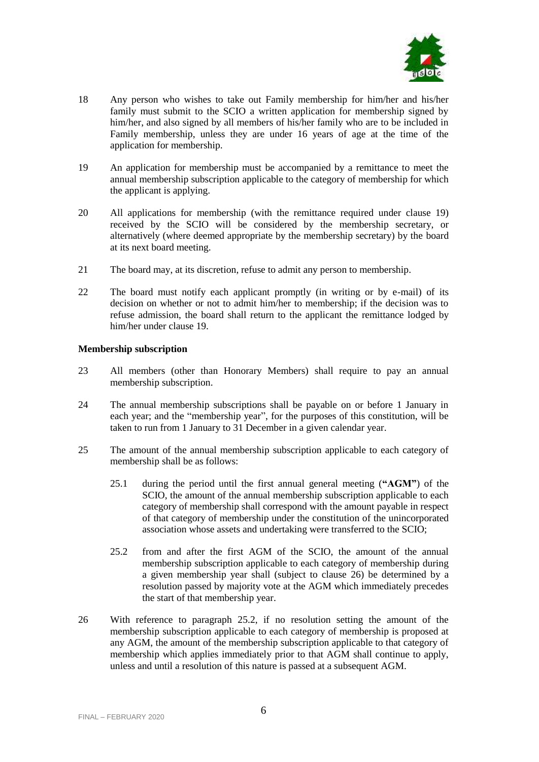18 Any person who wishes to take out Family membership for him/her and his/her family must submit to the SCIO a written application for membership signed by him/her, and also signed by all members of his/her family who are to be included in Family membership, unless they are under 16 years of age at the time of the application for membership.

19 An application for membership must be accompanied by a remittance to meet the annual membership subscription applicable to the category of membership for which the applicant is applying.

20 All applications for membership (with the remittance required under clause 19) received by the SCIO will be considered by the membership secretary, or alternatively (where deemed appropriate by the membership secretary) by the board at its next board meeting.

21 The board may, at its discretion, refuse to admit any person to membership.

22 The board must notify each applicant promptly (in writing or by e-mail) of its decision on whether or not to admit him/her to membership; if the decision was to refuse admission, the board shall return to the applicant the remittance lodged by him/her under clause 19.

**Membership subscription**

23 All members (other than Honorary Members) shall require to pay an annual membership subscription.

24 The annual membership subscriptions shall be payable on or before 1 January in each year; and the "membership year", for the purposes of this constitution, will be taken to run from 1 January to 31 December in a given calendar year.

25 The amount of the annual membership subscription applicable to each category of membership shall be as follows:

25.1 during the period until the first annual general meeting (**"AGM"**) of the SCIO, the amount of the annual membership subscription applicable to each category of membership shall correspond with the amount payable in respect of that category of membership under the constitution of the unincorporated association whose assets and undertaking were transferred to the SCIO;

25.2 from and after the first AGM of the SCIO, the amount of the annual membership subscription applicable to each category of membership during a given membership year shall (subject to clause 26) be determined by a resolution passed by majority vote at the AGM which immediately precedes the start of that membership year.

26 With reference to paragraph 25.2, if no resolution setting the amount of the membership subscription applicable to each category of membership is proposed at any AGM, the amount of the membership subscription applicable to that category of membership which applies immediately prior to that AGM shall continue to apply, unless and until a resolution of this nature is passed at a subsequent AGM.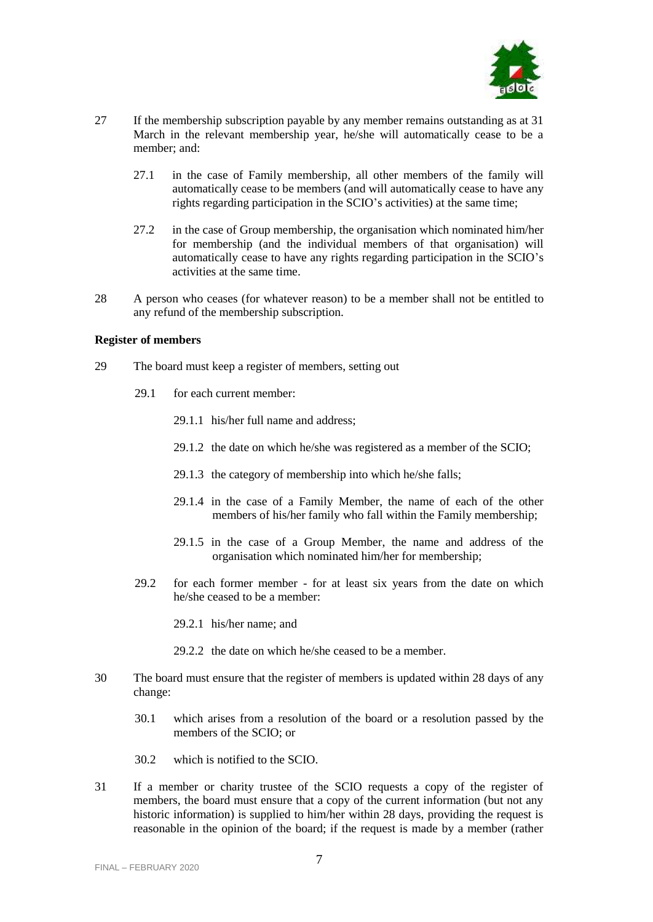27 If the membership subscription payable by any member remains outstanding as at 31 March in the relevant membership year, he/she will automatically cease to be a member; and:

  27.1 in the case of Family membership, all other members of the family will automatically cease to be members (and will automatically cease to have any rights regarding participation in the SCIO's activities) at the same time;

  27.2 in the case of Group membership, the organisation which nominated him/her for membership (and the individual members of that organisation) will automatically cease to have any rights regarding participation in the SCIO's activities at the same time.

28 A person who ceases (for whatever reason) to be a member shall not be entitled to any refund of the membership subscription.

**Register of members**

29 The board must keep a register of members, setting out

  29.1 for each current member:

    29.1.1 his/her full name and address;

    29.1.2 the date on which he/she was registered as a member of the SCIO;

    29.1.3 the category of membership into which he/she falls;

    29.1.4 in the case of a Family Member, the name of each of the other members of his/her family who fall within the Family membership;

    29.1.5 in the case of a Group Member, the name and address of the organisation which nominated him/her for membership;

  29.2 for each former member - for at least six years from the date on which he/she ceased to be a member:

    29.2.1 his/her name; and

    29.2.2 the date on which he/she ceased to be a member.

30 The board must ensure that the register of members is updated within 28 days of any change:

  30.1 which arises from a resolution of the board or a resolution passed by the members of the SCIO; or

  30.2 which is notified to the SCIO.

31 If a member or charity trustee of the SCIO requests a copy of the register of members, the board must ensure that a copy of the current information (but not any historic information) is supplied to him/her within 28 days, providing the request is reasonable in the opinion of the board; if the request is made by a member (rather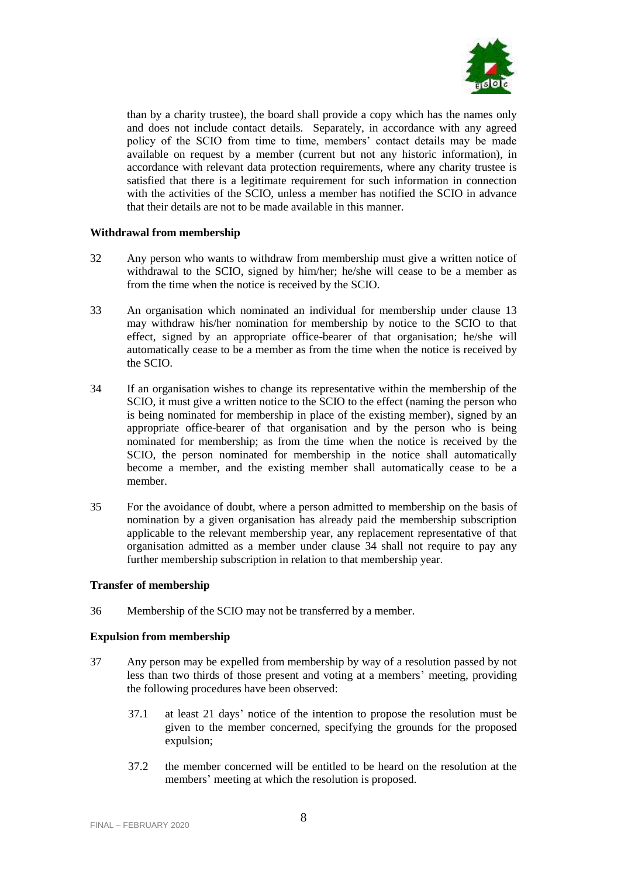than by a charity trustee), the board shall provide a copy which has the names only and does not include contact details. Separately, in accordance with any agreed policy of the SCIO from time to time, members' contact details may be made available on request by a member (current but not any historic information), in accordance with relevant data protection requirements, where any charity trustee is satisfied that there is a legitimate requirement for such information in connection with the activities of the SCIO, unless a member has notified the SCIO in advance that their details are not to be made available in this manner.

**Withdrawal from membership**

32 Any person who wants to withdraw from membership must give a written notice of withdrawal to the SCIO, signed by him/her; he/she will cease to be a member as from the time when the notice is received by the SCIO.

33 An organisation which nominated an individual for membership under clause 13 may withdraw his/her nomination for membership by notice to the SCIO to that effect, signed by an appropriate office-bearer of that organisation; he/she will automatically cease to be a member as from the time when the notice is received by the SCIO.

34 If an organisation wishes to change its representative within the membership of the SCIO, it must give a written notice to the SCIO to the effect (naming the person who is being nominated for membership in place of the existing member), signed by an appropriate office-bearer of that organisation and by the person who is being nominated for membership; as from the time when the notice is received by the SCIO, the person nominated for membership in the notice shall automatically become a member, and the existing member shall automatically cease to be a member.

35 For the avoidance of doubt, where a person admitted to membership on the basis of nomination by a given organisation has already paid the membership subscription applicable to the relevant membership year, any replacement representative of that organisation admitted as a member under clause 34 shall not require to pay any further membership subscription in relation to that membership year.

**Transfer of membership**

36 Membership of the SCIO may not be transferred by a member.

**Expulsion from membership**

37 Any person may be expelled from membership by way of a resolution passed by not less than two thirds of those present and voting at a members' meeting, providing the following procedures have been observed:

37.1 at least 21 days' notice of the intention to propose the resolution must be given to the member concerned, specifying the grounds for the proposed expulsion;

37.2 the member concerned will be entitled to be heard on the resolution at the members' meeting at which the resolution is proposed.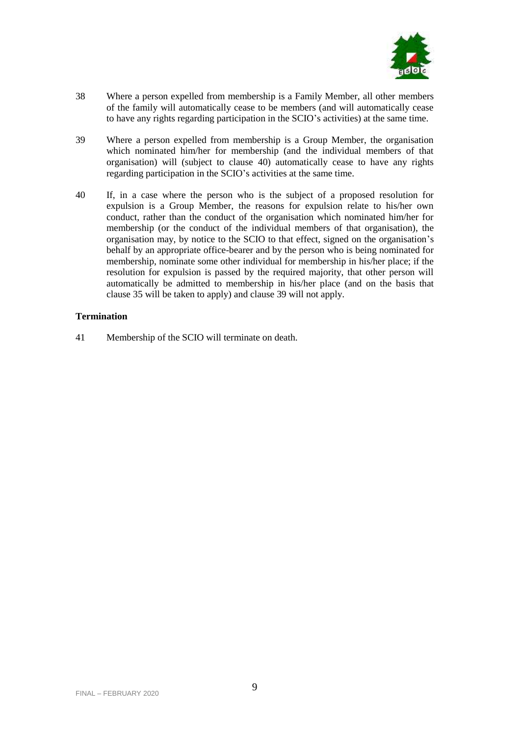38 Where a person expelled from membership is a Family Member, all other members of the family will automatically cease to be members (and will automatically cease to have any rights regarding participation in the SCIO's activities) at the same time.

39 Where a person expelled from membership is a Group Member, the organisation which nominated him/her for membership (and the individual members of that organisation) will (subject to clause 40) automatically cease to have any rights regarding participation in the SCIO's activities at the same time.

40 If, in a case where the person who is the subject of a proposed resolution for expulsion is a Group Member, the reasons for expulsion relate to his/her own conduct, rather than the conduct of the organisation which nominated him/her for membership (or the conduct of the individual members of that organisation), the organisation may, by notice to the SCIO to that effect, signed on the organisation's behalf by an appropriate office-bearer and by the person who is being nominated for membership, nominate some other individual for membership in his/her place; if the resolution for expulsion is passed by the required majority, that other person will automatically be admitted to membership in his/her place (and on the basis that clause 35 will be taken to apply) and clause 39 will not apply.

**Termination**

41 Membership of the SCIO will terminate on death.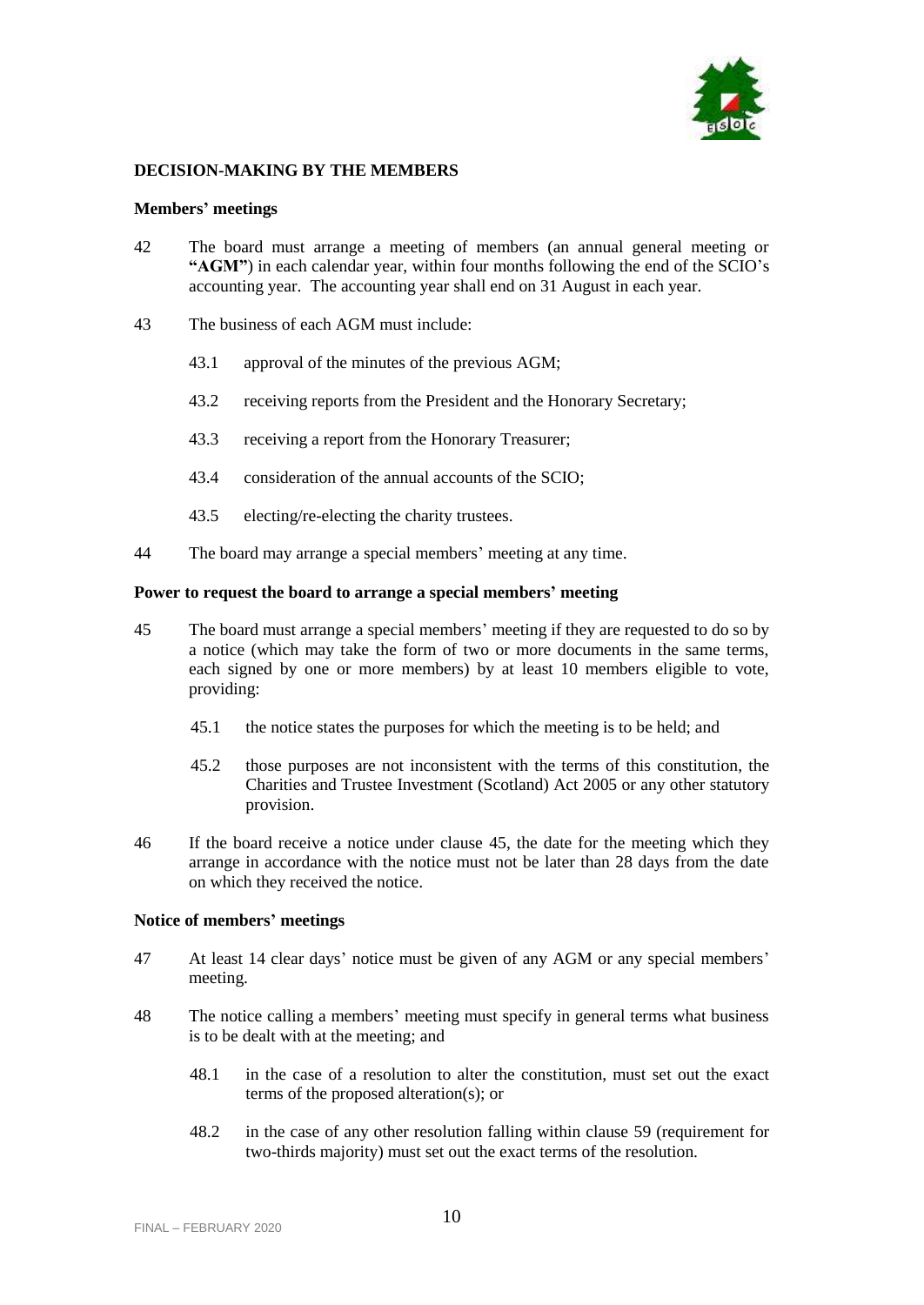## DECISION-MAKING BY THE MEMBERS

### Members' meetings

42 The board must arrange a meeting of members (an annual general meeting or **"AGM"**) in each calendar year, within four months following the end of the SCIO's accounting year. The accounting year shall end on 31 August in each year.

43 The business of each AGM must include:

43.1 approval of the minutes of the previous AGM;

43.2 receiving reports from the President and the Honorary Secretary;

43.3 receiving a report from the Honorary Treasurer;

43.4 consideration of the annual accounts of the SCIO;

43.5 electing/re-electing the charity trustees.

44 The board may arrange a special members' meeting at any time.

### Power to request the board to arrange a special members' meeting

45 The board must arrange a special members' meeting if they are requested to do so by a notice (which may take the form of two or more documents in the same terms, each signed by one or more members) by at least 10 members eligible to vote, providing:

45.1 the notice states the purposes for which the meeting is to be held; and

45.2 those purposes are not inconsistent with the terms of this constitution, the Charities and Trustee Investment (Scotland) Act 2005 or any other statutory provision.

46 If the board receive a notice under clause 45, the date for the meeting which they arrange in accordance with the notice must not be later than 28 days from the date on which they received the notice.

### Notice of members' meetings

47 At least 14 clear days' notice must be given of any AGM or any special members' meeting.

48 The notice calling a members' meeting must specify in general terms what business is to be dealt with at the meeting; and

48.1 in the case of a resolution to alter the constitution, must set out the exact terms of the proposed alteration(s); or

48.2 in the case of any other resolution falling within clause 59 (requirement for two-thirds majority) must set out the exact terms of the resolution.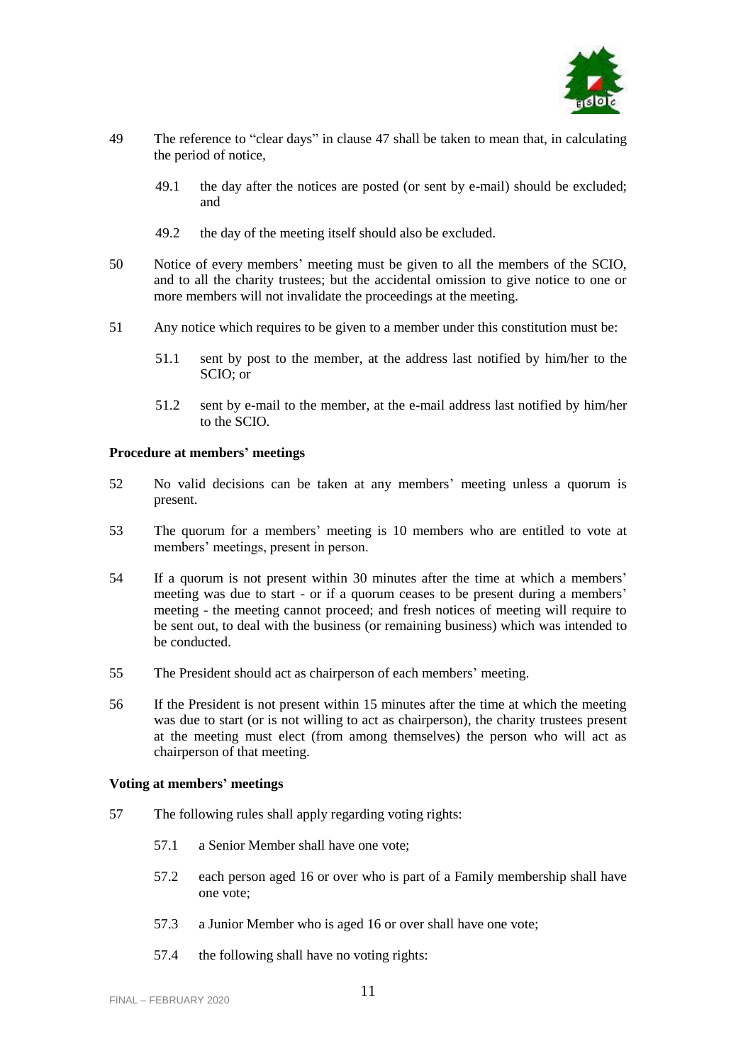49 The reference to "clear days" in clause 47 shall be taken to mean that, in calculating the period of notice,

 49.1 the day after the notices are posted (or sent by e-mail) should be excluded; and

 49.2 the day of the meeting itself should also be excluded.

50 Notice of every members' meeting must be given to all the members of the SCIO, and to all the charity trustees; but the accidental omission to give notice to one or more members will not invalidate the proceedings at the meeting.

51 Any notice which requires to be given to a member under this constitution must be:

 51.1 sent by post to the member, at the address last notified by him/her to the SCIO; or

 51.2 sent by e-mail to the member, at the e-mail address last notified by him/her to the SCIO.

**Procedure at members' meetings**

52 No valid decisions can be taken at any members' meeting unless a quorum is present.

53 The quorum for a members' meeting is 10 members who are entitled to vote at members' meetings, present in person.

54 If a quorum is not present within 30 minutes after the time at which a members' meeting was due to start - or if a quorum ceases to be present during a members' meeting - the meeting cannot proceed; and fresh notices of meeting will require to be sent out, to deal with the business (or remaining business) which was intended to be conducted.

55 The President should act as chairperson of each members' meeting.

56 If the President is not present within 15 minutes after the time at which the meeting was due to start (or is not willing to act as chairperson), the charity trustees present at the meeting must elect (from among themselves) the person who will act as chairperson of that meeting.

**Voting at members' meetings**

57 The following rules shall apply regarding voting rights:

 57.1 a Senior Member shall have one vote;

 57.2 each person aged 16 or over who is part of a Family membership shall have one vote;

 57.3 a Junior Member who is aged 16 or over shall have one vote;

 57.4 the following shall have no voting rights: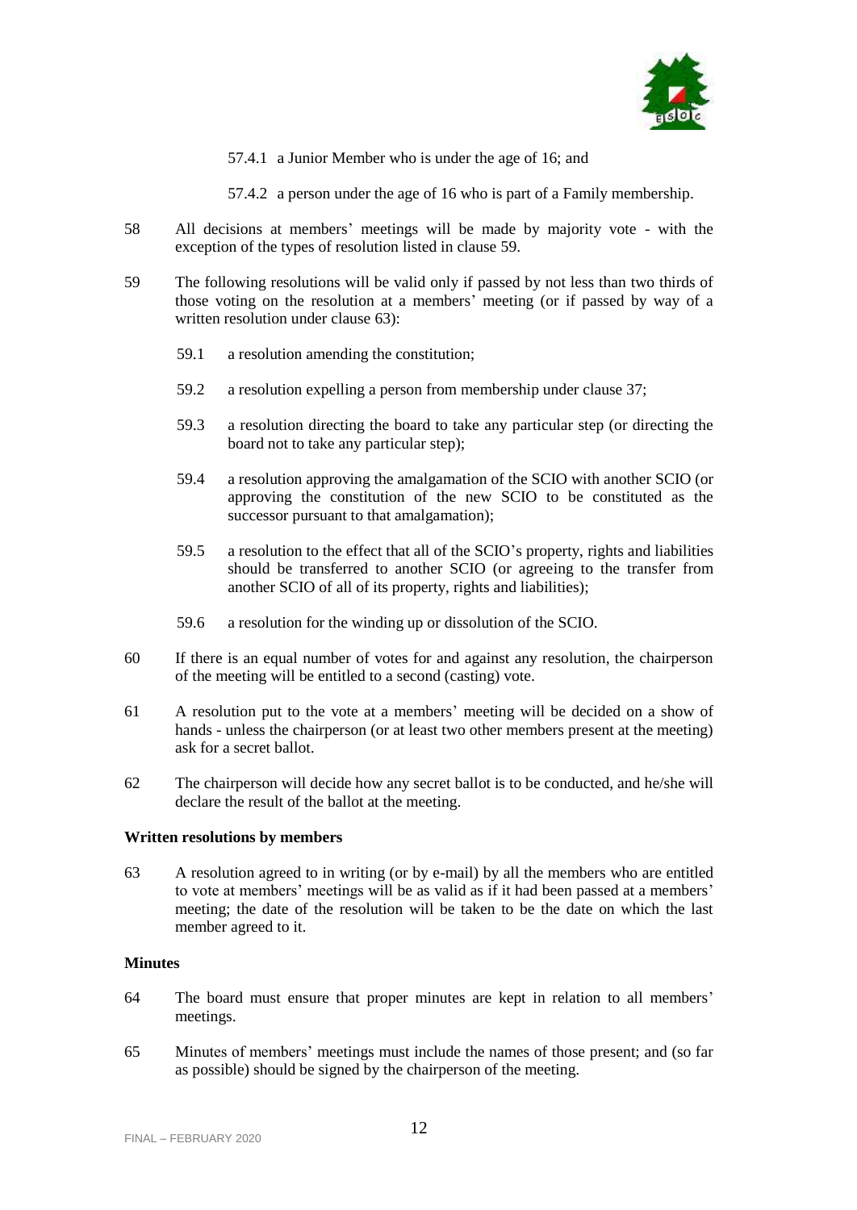57.4.1 a Junior Member who is under the age of 16; and

57.4.2 a person under the age of 16 who is part of a Family membership.

58 All decisions at members' meetings will be made by majority vote - with the exception of the types of resolution listed in clause 59.

59 The following resolutions will be valid only if passed by not less than two thirds of those voting on the resolution at a members' meeting (or if passed by way of a written resolution under clause 63):

59.1 a resolution amending the constitution;

59.2 a resolution expelling a person from membership under clause 37;

59.3 a resolution directing the board to take any particular step (or directing the board not to take any particular step);

59.4 a resolution approving the amalgamation of the SCIO with another SCIO (or approving the constitution of the new SCIO to be constituted as the successor pursuant to that amalgamation);

59.5 a resolution to the effect that all of the SCIO's property, rights and liabilities should be transferred to another SCIO (or agreeing to the transfer from another SCIO of all of its property, rights and liabilities);

59.6 a resolution for the winding up or dissolution of the SCIO.

60 If there is an equal number of votes for and against any resolution, the chairperson of the meeting will be entitled to a second (casting) vote.

61 A resolution put to the vote at a members' meeting will be decided on a show of hands - unless the chairperson (or at least two other members present at the meeting) ask for a secret ballot.

62 The chairperson will decide how any secret ballot is to be conducted, and he/she will declare the result of the ballot at the meeting.

**Written resolutions by members**

63 A resolution agreed to in writing (or by e-mail) by all the members who are entitled to vote at members' meetings will be as valid as if it had been passed at a members' meeting; the date of the resolution will be taken to be the date on which the last member agreed to it.

**Minutes**

64 The board must ensure that proper minutes are kept in relation to all members' meetings.

65 Minutes of members' meetings must include the names of those present; and (so far as possible) should be signed by the chairperson of the meeting.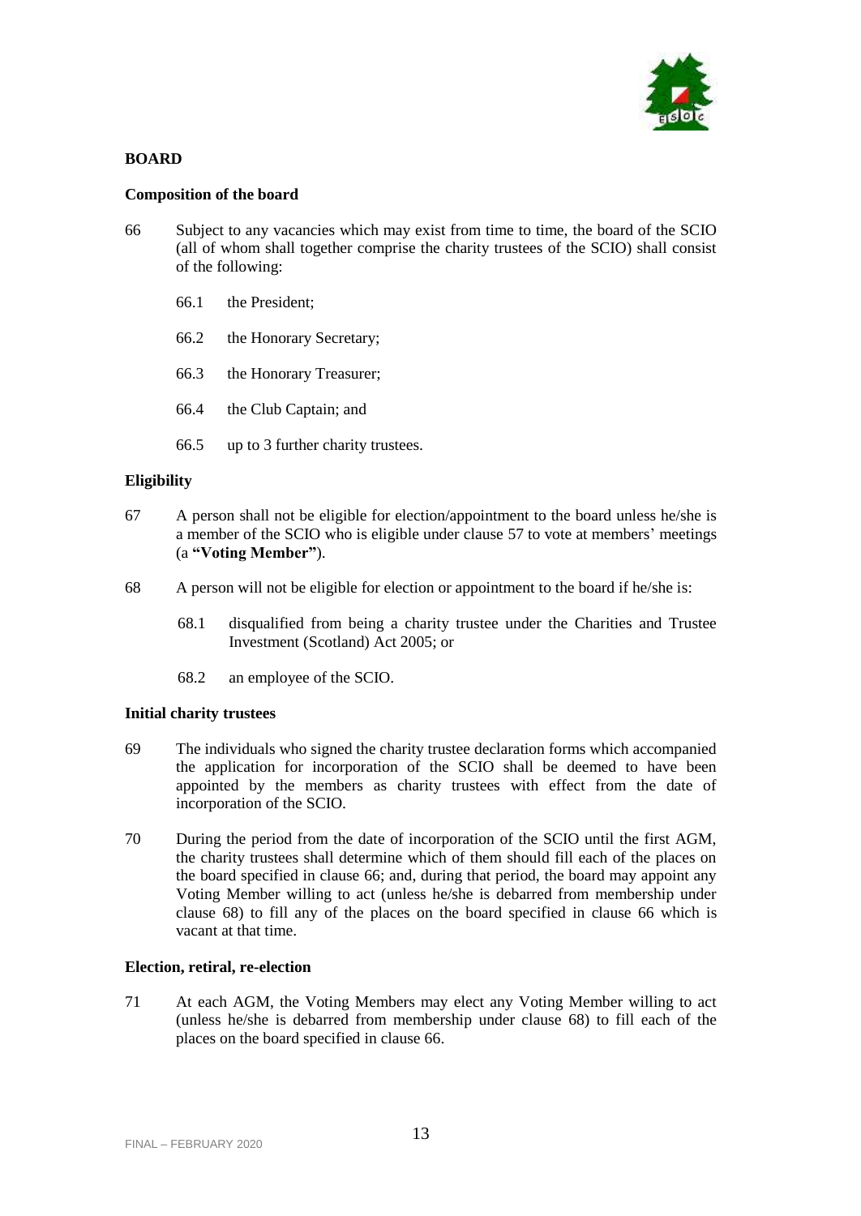## BOARD

### Composition of the board

66 Subject to any vacancies which may exist from time to time, the board of the SCIO (all of whom shall together comprise the charity trustees of the SCIO) shall consist of the following:

- 66.1 the President;
- 66.2 the Honorary Secretary;
- 66.3 the Honorary Treasurer;
- 66.4 the Club Captain; and
- 66.5 up to 3 further charity trustees.

### Eligibility

67 A person shall not be eligible for election/appointment to the board unless he/she is a member of the SCIO who is eligible under clause 57 to vote at members' meetings (a **"Voting Member"**).

68 A person will not be eligible for election or appointment to the board if he/she is:

- 68.1 disqualified from being a charity trustee under the Charities and Trustee Investment (Scotland) Act 2005; or
- 68.2 an employee of the SCIO.

### Initial charity trustees

69 The individuals who signed the charity trustee declaration forms which accompanied the application for incorporation of the SCIO shall be deemed to have been appointed by the members as charity trustees with effect from the date of incorporation of the SCIO.

70 During the period from the date of incorporation of the SCIO until the first AGM, the charity trustees shall determine which of them should fill each of the places on the board specified in clause 66; and, during that period, the board may appoint any Voting Member willing to act (unless he/she is debarred from membership under clause 68) to fill any of the places on the board specified in clause 66 which is vacant at that time.

### Election, retiral, re-election

71 At each AGM, the Voting Members may elect any Voting Member willing to act (unless he/she is debarred from membership under clause 68) to fill each of the places on the board specified in clause 66.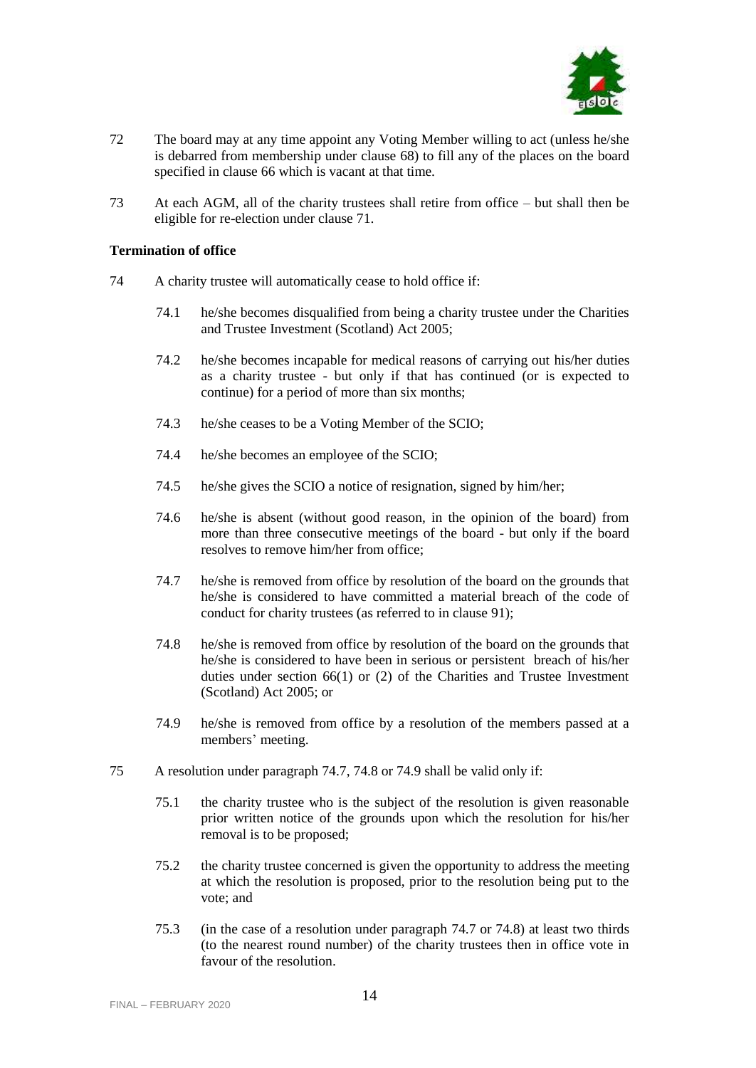72 The board may at any time appoint any Voting Member willing to act (unless he/she is debarred from membership under clause 68) to fill any of the places on the board specified in clause 66 which is vacant at that time.

73 At each AGM, all of the charity trustees shall retire from office – but shall then be eligible for re-election under clause 71.

**Termination of office**

74 A charity trustee will automatically cease to hold office if:

74.1 he/she becomes disqualified from being a charity trustee under the Charities and Trustee Investment (Scotland) Act 2005;

74.2 he/she becomes incapable for medical reasons of carrying out his/her duties as a charity trustee - but only if that has continued (or is expected to continue) for a period of more than six months;

74.3 he/she ceases to be a Voting Member of the SCIO;

74.4 he/she becomes an employee of the SCIO;

74.5 he/she gives the SCIO a notice of resignation, signed by him/her;

74.6 he/she is absent (without good reason, in the opinion of the board) from more than three consecutive meetings of the board - but only if the board resolves to remove him/her from office;

74.7 he/she is removed from office by resolution of the board on the grounds that he/she is considered to have committed a material breach of the code of conduct for charity trustees (as referred to in clause 91);

74.8 he/she is removed from office by resolution of the board on the grounds that he/she is considered to have been in serious or persistent breach of his/her duties under section 66(1) or (2) of the Charities and Trustee Investment (Scotland) Act 2005; or

74.9 he/she is removed from office by a resolution of the members passed at a members' meeting.

75 A resolution under paragraph 74.7, 74.8 or 74.9 shall be valid only if:

75.1 the charity trustee who is the subject of the resolution is given reasonable prior written notice of the grounds upon which the resolution for his/her removal is to be proposed;

75.2 the charity trustee concerned is given the opportunity to address the meeting at which the resolution is proposed, prior to the resolution being put to the vote; and

75.3 (in the case of a resolution under paragraph 74.7 or 74.8) at least two thirds (to the nearest round number) of the charity trustees then in office vote in favour of the resolution.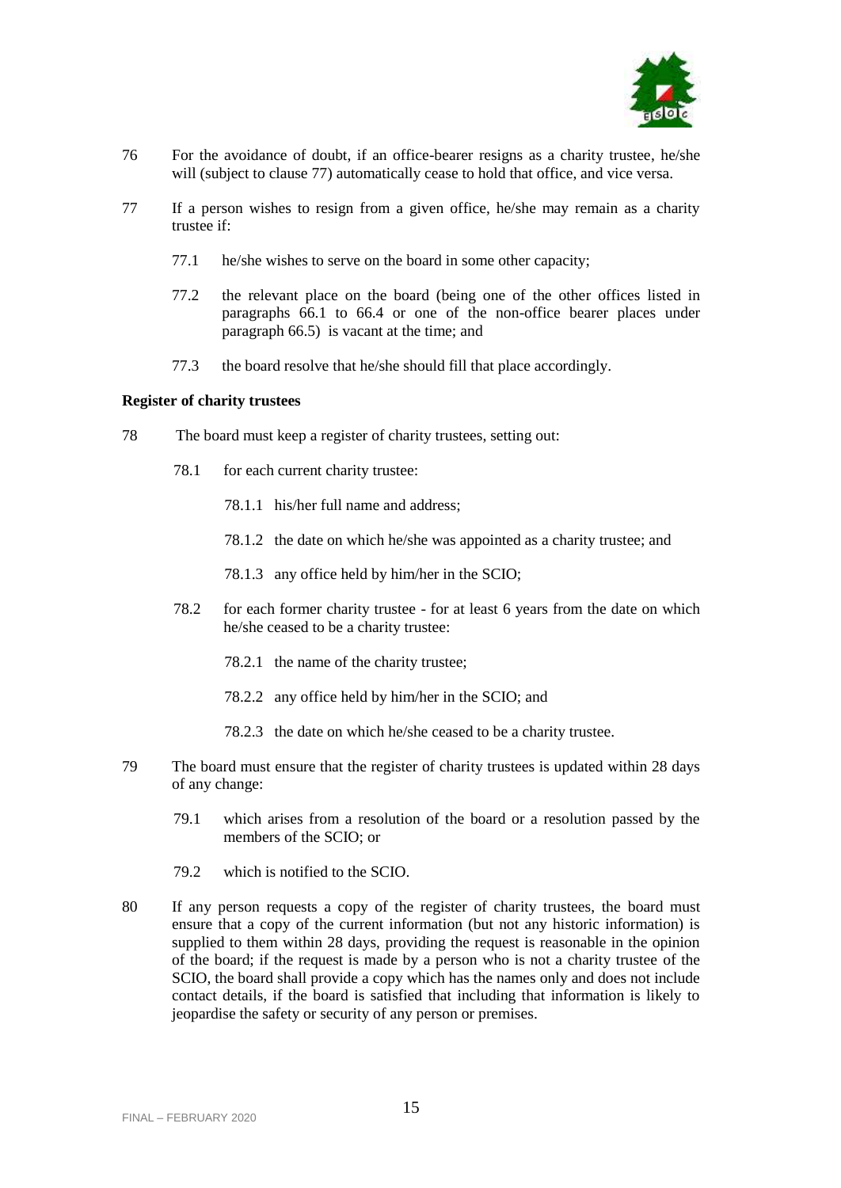76 For the avoidance of doubt, if an office-bearer resigns as a charity trustee, he/she will (subject to clause 77) automatically cease to hold that office, and vice versa.

77 If a person wishes to resign from a given office, he/she may remain as a charity trustee if:

77.1 he/she wishes to serve on the board in some other capacity;

77.2 the relevant place on the board (being one of the other offices listed in paragraphs 66.1 to 66.4 or one of the non-office bearer places under paragraph 66.5) is vacant at the time; and

77.3 the board resolve that he/she should fill that place accordingly.

**Register of charity trustees**

78 The board must keep a register of charity trustees, setting out:

78.1 for each current charity trustee:

78.1.1 his/her full name and address;

78.1.2 the date on which he/she was appointed as a charity trustee; and

78.1.3 any office held by him/her in the SCIO;

78.2 for each former charity trustee - for at least 6 years from the date on which he/she ceased to be a charity trustee:

78.2.1 the name of the charity trustee;

78.2.2 any office held by him/her in the SCIO; and

78.2.3 the date on which he/she ceased to be a charity trustee.

79 The board must ensure that the register of charity trustees is updated within 28 days of any change:

79.1 which arises from a resolution of the board or a resolution passed by the members of the SCIO; or

79.2 which is notified to the SCIO.

80 If any person requests a copy of the register of charity trustees, the board must ensure that a copy of the current information (but not any historic information) is supplied to them within 28 days, providing the request is reasonable in the opinion of the board; if the request is made by a person who is not a charity trustee of the SCIO, the board shall provide a copy which has the names only and does not include contact details, if the board is satisfied that including that information is likely to jeopardise the safety or security of any person or premises.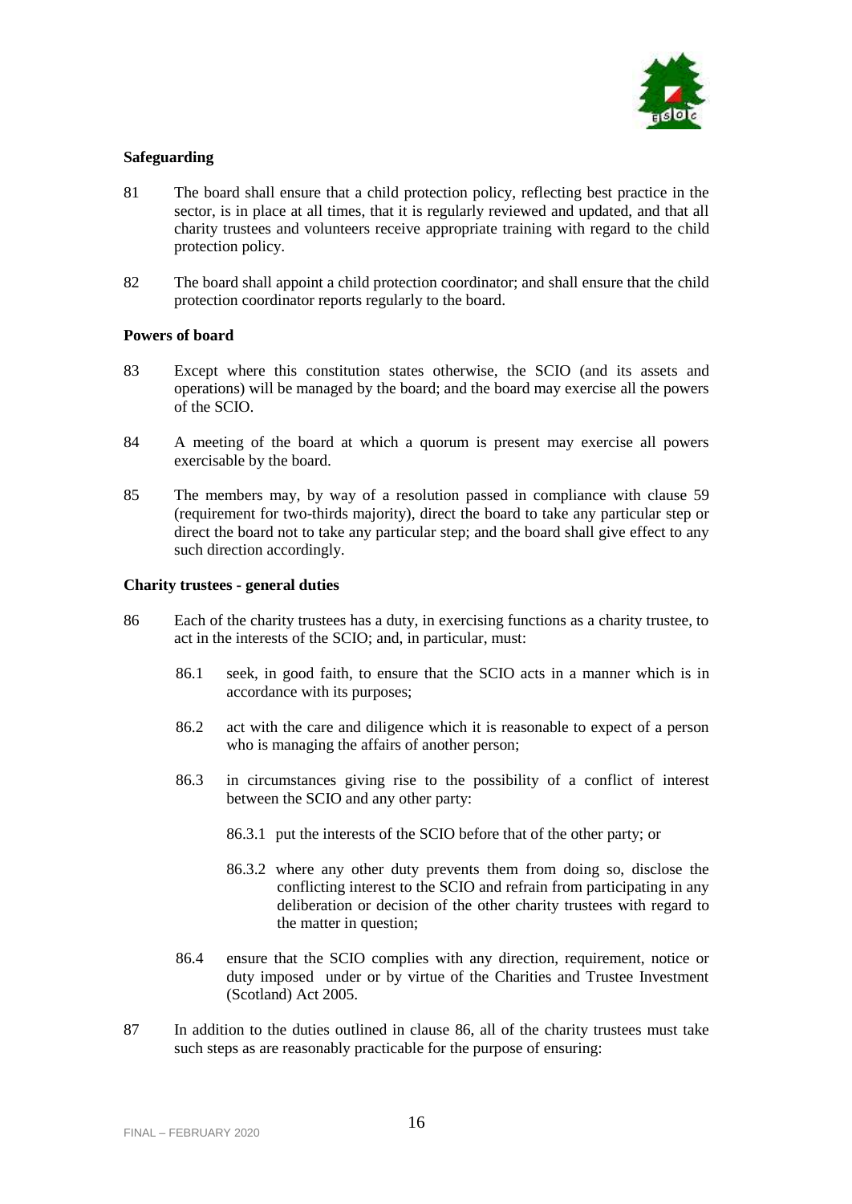**Safeguarding**

81 The board shall ensure that a child protection policy, reflecting best practice in the sector, is in place at all times, that it is regularly reviewed and updated, and that all charity trustees and volunteers receive appropriate training with regard to the child protection policy.

82 The board shall appoint a child protection coordinator; and shall ensure that the child protection coordinator reports regularly to the board.

**Powers of board**

83 Except where this constitution states otherwise, the SCIO (and its assets and operations) will be managed by the board; and the board may exercise all the powers of the SCIO.

84 A meeting of the board at which a quorum is present may exercise all powers exercisable by the board.

85 The members may, by way of a resolution passed in compliance with clause 59 (requirement for two-thirds majority), direct the board to take any particular step or direct the board not to take any particular step; and the board shall give effect to any such direction accordingly.

**Charity trustees - general duties**

86 Each of the charity trustees has a duty, in exercising functions as a charity trustee, to act in the interests of the SCIO; and, in particular, must:

86.1 seek, in good faith, to ensure that the SCIO acts in a manner which is in accordance with its purposes;

86.2 act with the care and diligence which it is reasonable to expect of a person who is managing the affairs of another person;

86.3 in circumstances giving rise to the possibility of a conflict of interest between the SCIO and any other party:

86.3.1 put the interests of the SCIO before that of the other party; or

86.3.2 where any other duty prevents them from doing so, disclose the conflicting interest to the SCIO and refrain from participating in any deliberation or decision of the other charity trustees with regard to the matter in question;

86.4 ensure that the SCIO complies with any direction, requirement, notice or duty imposed under or by virtue of the Charities and Trustee Investment (Scotland) Act 2005.

87 In addition to the duties outlined in clause 86, all of the charity trustees must take such steps as are reasonably practicable for the purpose of ensuring: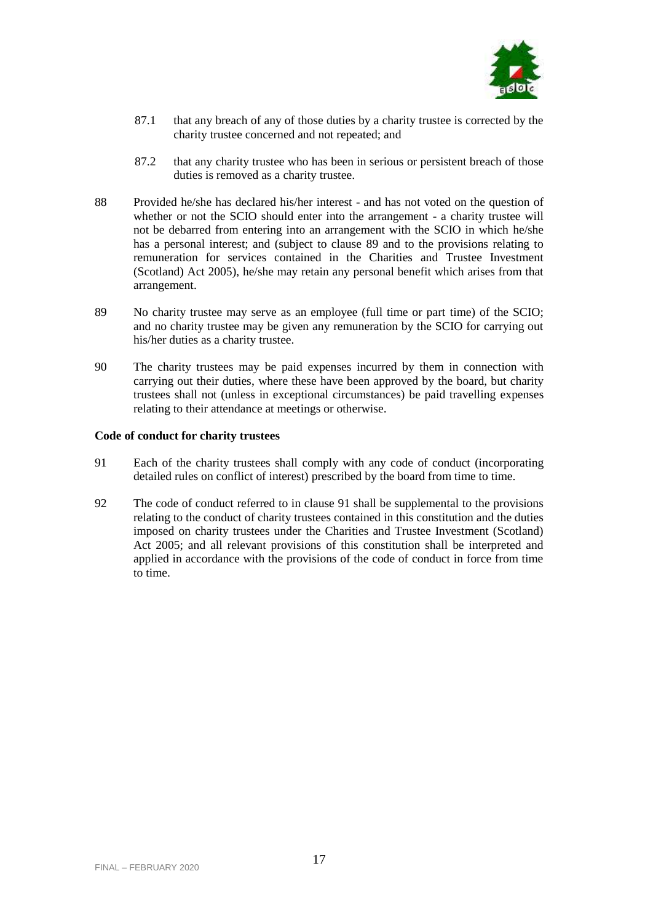87.1 that any breach of any of those duties by a charity trustee is corrected by the charity trustee concerned and not repeated; and

87.2 that any charity trustee who has been in serious or persistent breach of those duties is removed as a charity trustee.

88 Provided he/she has declared his/her interest - and has not voted on the question of whether or not the SCIO should enter into the arrangement - a charity trustee will not be debarred from entering into an arrangement with the SCIO in which he/she has a personal interest; and (subject to clause 89 and to the provisions relating to remuneration for services contained in the Charities and Trustee Investment (Scotland) Act 2005), he/she may retain any personal benefit which arises from that arrangement.

89 No charity trustee may serve as an employee (full time or part time) of the SCIO; and no charity trustee may be given any remuneration by the SCIO for carrying out his/her duties as a charity trustee.

90 The charity trustees may be paid expenses incurred by them in connection with carrying out their duties, where these have been approved by the board, but charity trustees shall not (unless in exceptional circumstances) be paid travelling expenses relating to their attendance at meetings or otherwise.

**Code of conduct for charity trustees**

91 Each of the charity trustees shall comply with any code of conduct (incorporating detailed rules on conflict of interest) prescribed by the board from time to time.

92 The code of conduct referred to in clause 91 shall be supplemental to the provisions relating to the conduct of charity trustees contained in this constitution and the duties imposed on charity trustees under the Charities and Trustee Investment (Scotland) Act 2005; and all relevant provisions of this constitution shall be interpreted and applied in accordance with the provisions of the code of conduct in force from time to time.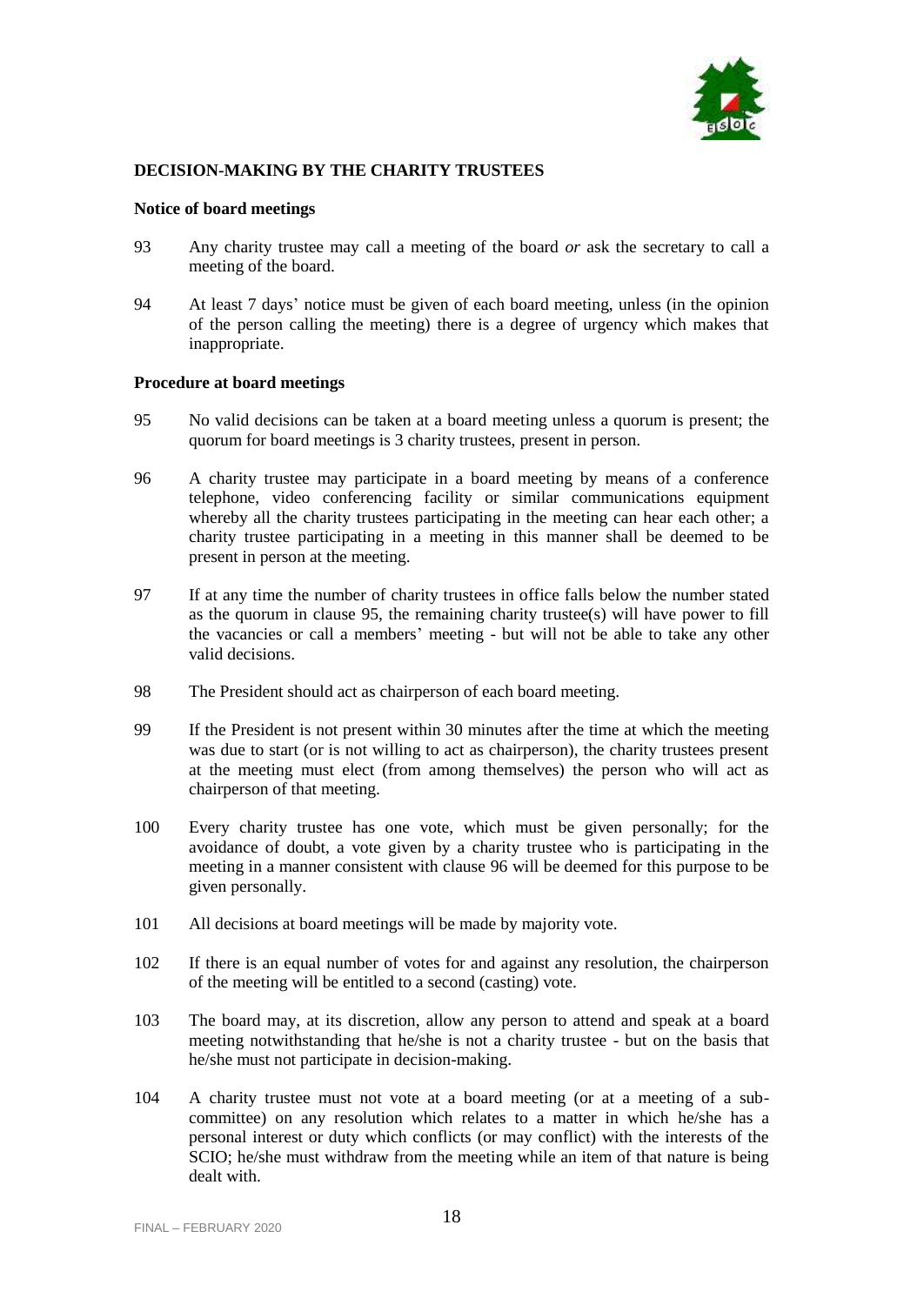**DECISION-MAKING BY THE CHARITY TRUSTEES**

**Notice of board meetings**

93 Any charity trustee may call a meeting of the board *or* ask the secretary to call a meeting of the board.

94 At least 7 days' notice must be given of each board meeting, unless (in the opinion of the person calling the meeting) there is a degree of urgency which makes that inappropriate.

**Procedure at board meetings**

95 No valid decisions can be taken at a board meeting unless a quorum is present; the quorum for board meetings is 3 charity trustees, present in person.

96 A charity trustee may participate in a board meeting by means of a conference telephone, video conferencing facility or similar communications equipment whereby all the charity trustees participating in the meeting can hear each other; a charity trustee participating in a meeting in this manner shall be deemed to be present in person at the meeting.

97 If at any time the number of charity trustees in office falls below the number stated as the quorum in clause 95, the remaining charity trustee(s) will have power to fill the vacancies or call a members' meeting - but will not be able to take any other valid decisions.

98 The President should act as chairperson of each board meeting.

99 If the President is not present within 30 minutes after the time at which the meeting was due to start (or is not willing to act as chairperson), the charity trustees present at the meeting must elect (from among themselves) the person who will act as chairperson of that meeting.

100 Every charity trustee has one vote, which must be given personally; for the avoidance of doubt, a vote given by a charity trustee who is participating in the meeting in a manner consistent with clause 96 will be deemed for this purpose to be given personally.

101 All decisions at board meetings will be made by majority vote.

102 If there is an equal number of votes for and against any resolution, the chairperson of the meeting will be entitled to a second (casting) vote.

103 The board may, at its discretion, allow any person to attend and speak at a board meeting notwithstanding that he/she is not a charity trustee - but on the basis that he/she must not participate in decision-making.

104 A charity trustee must not vote at a board meeting (or at a meeting of a sub-committee) on any resolution which relates to a matter in which he/she has a personal interest or duty which conflicts (or may conflict) with the interests of the SCIO; he/she must withdraw from the meeting while an item of that nature is being dealt with.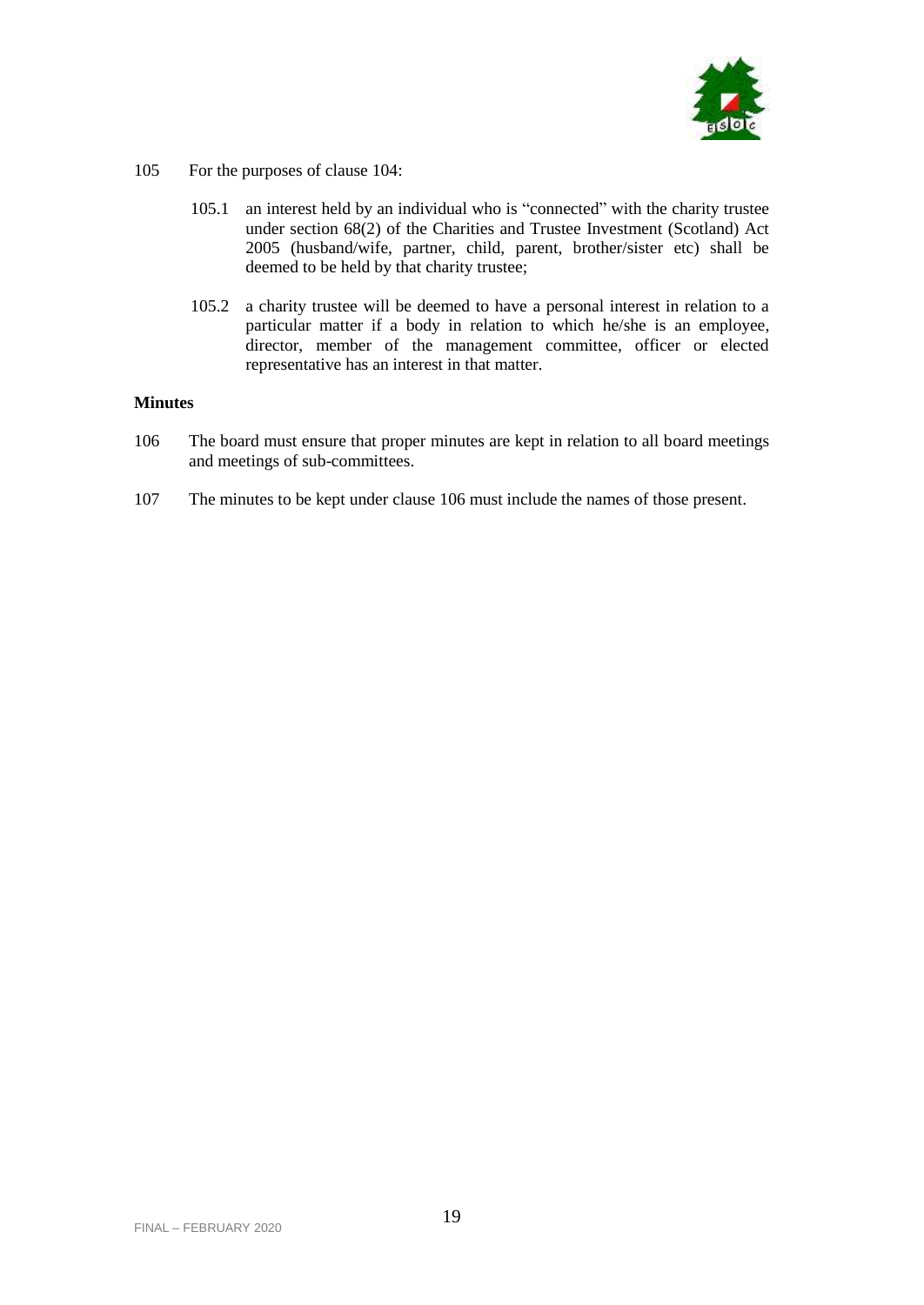105 For the purposes of clause 104:

105.1 an interest held by an individual who is "connected" with the charity trustee under section 68(2) of the Charities and Trustee Investment (Scotland) Act 2005 (husband/wife, partner, child, parent, brother/sister etc) shall be deemed to be held by that charity trustee;

105.2 a charity trustee will be deemed to have a personal interest in relation to a particular matter if a body in relation to which he/she is an employee, director, member of the management committee, officer or elected representative has an interest in that matter.

**Minutes**

106 The board must ensure that proper minutes are kept in relation to all board meetings and meetings of sub-committees.

107 The minutes to be kept under clause 106 must include the names of those present.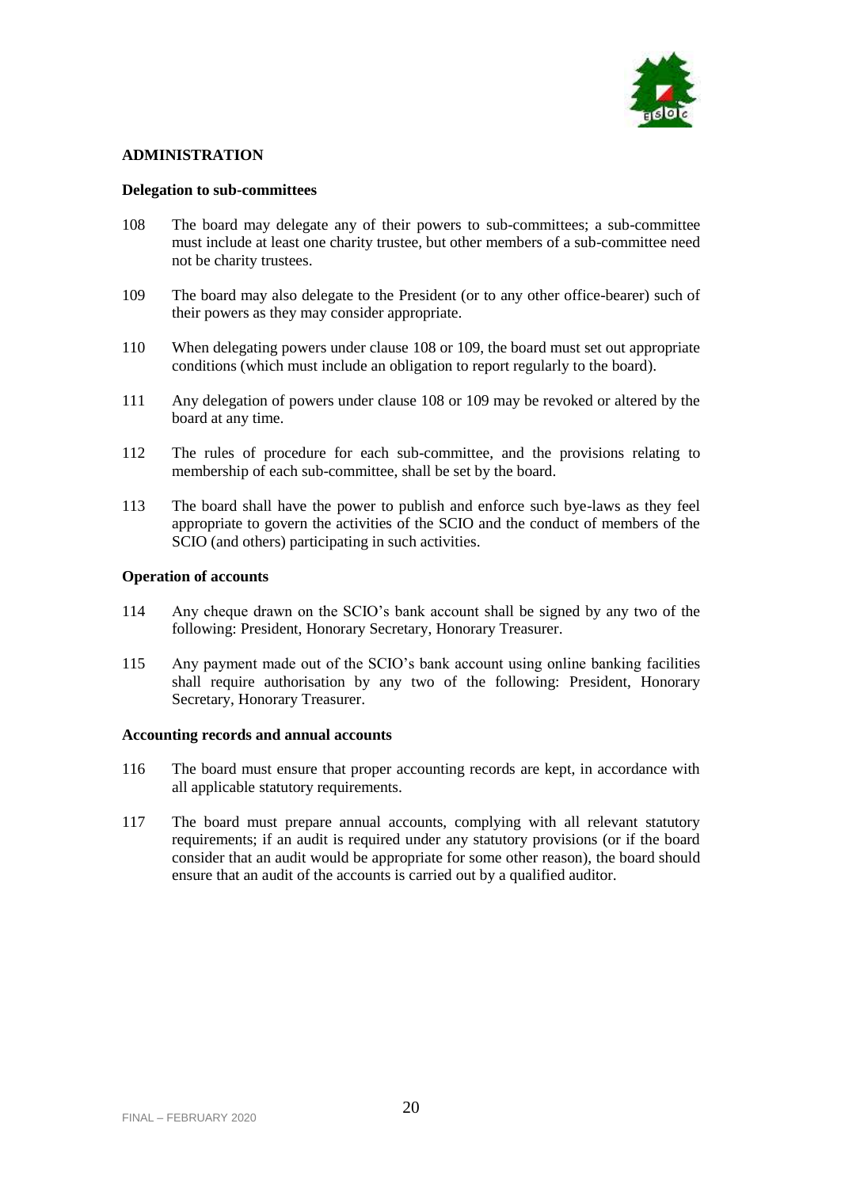## ADMINISTRATION

### Delegation to sub-committees

108 The board may delegate any of their powers to sub-committees; a sub-committee must include at least one charity trustee, but other members of a sub-committee need not be charity trustees.

109 The board may also delegate to the President (or to any other office-bearer) such of their powers as they may consider appropriate.

110 When delegating powers under clause 108 or 109, the board must set out appropriate conditions (which must include an obligation to report regularly to the board).

111 Any delegation of powers under clause 108 or 109 may be revoked or altered by the board at any time.

112 The rules of procedure for each sub-committee, and the provisions relating to membership of each sub-committee, shall be set by the board.

113 The board shall have the power to publish and enforce such bye-laws as they feel appropriate to govern the activities of the SCIO and the conduct of members of the SCIO (and others) participating in such activities.

### Operation of accounts

114 Any cheque drawn on the SCIO's bank account shall be signed by any two of the following: President, Honorary Secretary, Honorary Treasurer.

115 Any payment made out of the SCIO's bank account using online banking facilities shall require authorisation by any two of the following: President, Honorary Secretary, Honorary Treasurer.

### Accounting records and annual accounts

116 The board must ensure that proper accounting records are kept, in accordance with all applicable statutory requirements.

117 The board must prepare annual accounts, complying with all relevant statutory requirements; if an audit is required under any statutory provisions (or if the board consider that an audit would be appropriate for some other reason), the board should ensure that an audit of the accounts is carried out by a qualified auditor.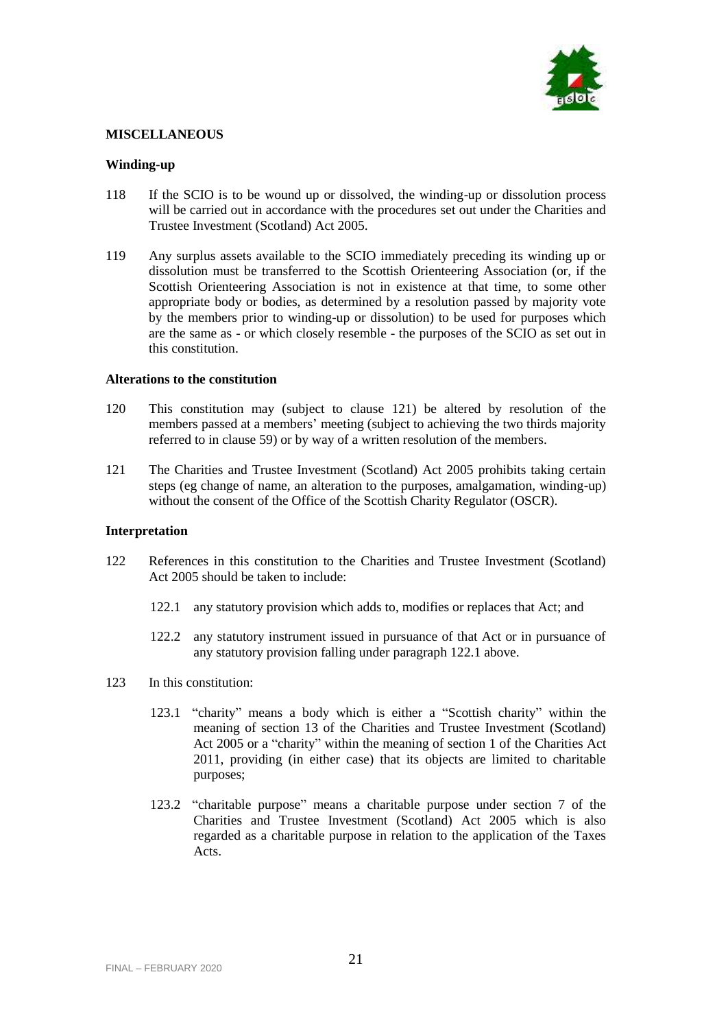**MISCELLANEOUS**

**Winding-up**

118 If the SCIO is to be wound up or dissolved, the winding-up or dissolution process will be carried out in accordance with the procedures set out under the Charities and Trustee Investment (Scotland) Act 2005.

119 Any surplus assets available to the SCIO immediately preceding its winding up or dissolution must be transferred to the Scottish Orienteering Association (or, if the Scottish Orienteering Association is not in existence at that time, to some other appropriate body or bodies, as determined by a resolution passed by majority vote by the members prior to winding-up or dissolution) to be used for purposes which are the same as - or which closely resemble - the purposes of the SCIO as set out in this constitution.

**Alterations to the constitution**

120 This constitution may (subject to clause 121) be altered by resolution of the members passed at a members' meeting (subject to achieving the two thirds majority referred to in clause 59) or by way of a written resolution of the members.

121 The Charities and Trustee Investment (Scotland) Act 2005 prohibits taking certain steps (eg change of name, an alteration to the purposes, amalgamation, winding-up) without the consent of the Office of the Scottish Charity Regulator (OSCR).

**Interpretation**

122 References in this constitution to the Charities and Trustee Investment (Scotland) Act 2005 should be taken to include:

- 122.1 any statutory provision which adds to, modifies or replaces that Act; and
- 122.2 any statutory instrument issued in pursuance of that Act or in pursuance of any statutory provision falling under paragraph 122.1 above.

123 In this constitution:

- 123.1 "charity" means a body which is either a "Scottish charity" within the meaning of section 13 of the Charities and Trustee Investment (Scotland) Act 2005 or a "charity" within the meaning of section 1 of the Charities Act 2011, providing (in either case) that its objects are limited to charitable purposes;
- 123.2 "charitable purpose" means a charitable purpose under section 7 of the Charities and Trustee Investment (Scotland) Act 2005 which is also regarded as a charitable purpose in relation to the application of the Taxes Acts.